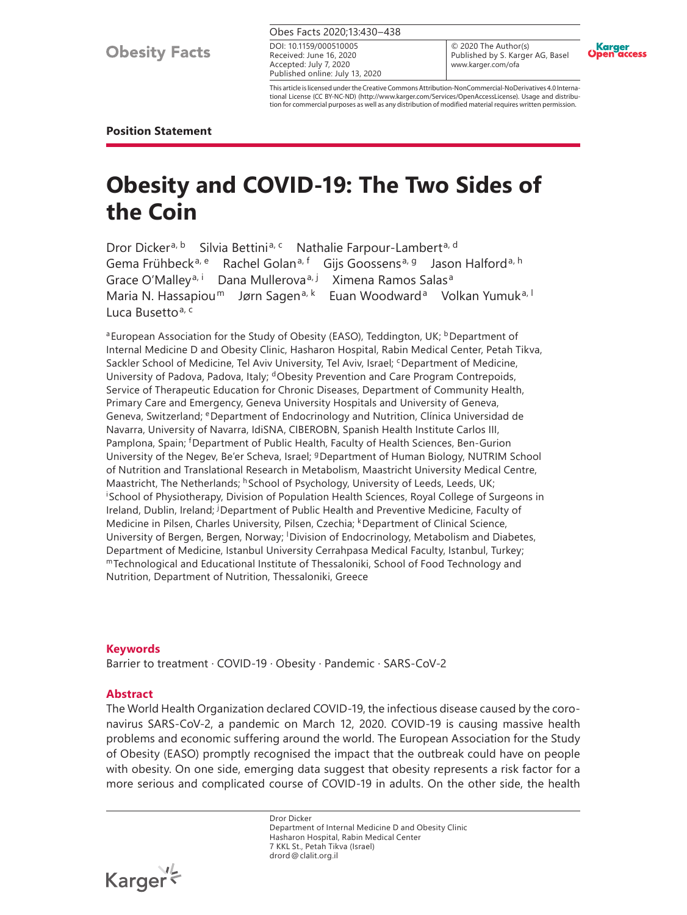Position Statement

# Obesity and COVID-19: The Two Sides of the Coin

Dror Dicker[a, b] Silvia Bettini[a, c] Nathalie Farpour-Lambert[a, d] Gema Frühbeck[a, e] Rachel Golan[a, f] Gijs Goossens[a, g] Jason Halford[a, h] Grace O'Malley[a, i] Dana Mullerova[a, j] Ximena Ramos Salas[a] Maria N. Hassapiou[m] Jørn Sagen[a, k] Euan Woodward[a] Volkan Yumuk[a, l] Luca Busetto[a, c]

[a]European Association for the Study of Obesity (EASO), Teddington, UK; [b]Department of Internal Medicine D and Obesity Clinic, Hasharon Hospital, Rabin Medical Center, Petah Tikva, Sackler School of Medicine, Tel Aviv University, Tel Aviv, Israel; [c]Department of Medicine, University of Padova, Padova, Italy; [d]Obesity Prevention and Care Program Contrepoids, Service of Therapeutic Education for Chronic Diseases, Department of Community Health, Primary Care and Emergency, Geneva University Hospitals and University of Geneva, Geneva, Switzerland; [e]Department of Endocrinology and Nutrition, Clínica Universidad de Navarra, University of Navarra, IdiSNA, CIBEROBN, Spanish Health Institute Carlos III, Pamplona, Spain; [f]Department of Public Health, Faculty of Health Sciences, Ben-Gurion University of the Negev, Be'er Scheva, Israel; [g]Department of Human Biology, NUTRIM School of Nutrition and Translational Research in Metabolism, Maastricht University Medical Centre, Maastricht, The Netherlands; [h]School of Psychology, University of Leeds, Leeds, UK; [i]School of Physiotherapy, Division of Population Health Sciences, Royal College of Surgeons in Ireland, Dublin, Ireland; [j]Department of Public Health and Preventive Medicine, Faculty of Medicine in Pilsen, Charles University, Pilsen, Czechia; [k]Department of Clinical Science, University of Bergen, Bergen, Norway; [l]Division of Endocrinology, Metabolism and Diabetes, Department of Medicine, Istanbul University Cerrahpasa Medical Faculty, Istanbul, Turkey; [m]Technological and Educational Institute of Thessaloniki, School of Food Technology and Nutrition, Department of Nutrition, Thessaloniki, Greece

DOI: 10.1159/000510005
Received: June 16, 2020
Accepted: July 7, 2020
Published online: July 13, 2020

© 2020 The Author(s)
Published by S. Karger AG, Basel
www.karger.com/ofa

This article is licensed under the Creative Commons Attribution-NonCommercial-NoDerivatives 4.0 International License (CC BY-NC-ND) (http://www.karger.com/Services/OpenAccessLicense). Usage and distribution for commercial purposes as well as any distribution of modified material requires written permission.

## Keywords

Barrier to treatment · COVID-19 · Obesity · Pandemic · SARS-CoV-2

## Abstract

The World Health Organization declared COVID-19, the infectious disease caused by the coronavirus SARS-CoV-2, a pandemic on March 12, 2020. COVID-19 is causing massive health problems and economic suffering around the world. The European Association for the Study of Obesity (EASO) promptly recognised the impact that the outbreak could have on people with obesity. On one side, emerging data suggest that obesity represents a risk factor for a more serious and complicated course of COVID-19 in adults. On the other side, the health

Dror Dicker
Department of Internal Medicine D and Obesity Clinic
Hasharon Hospital, Rabin Medical Center
7 KKL St., Petah Tikva (Israel)
drord@clalit.org.il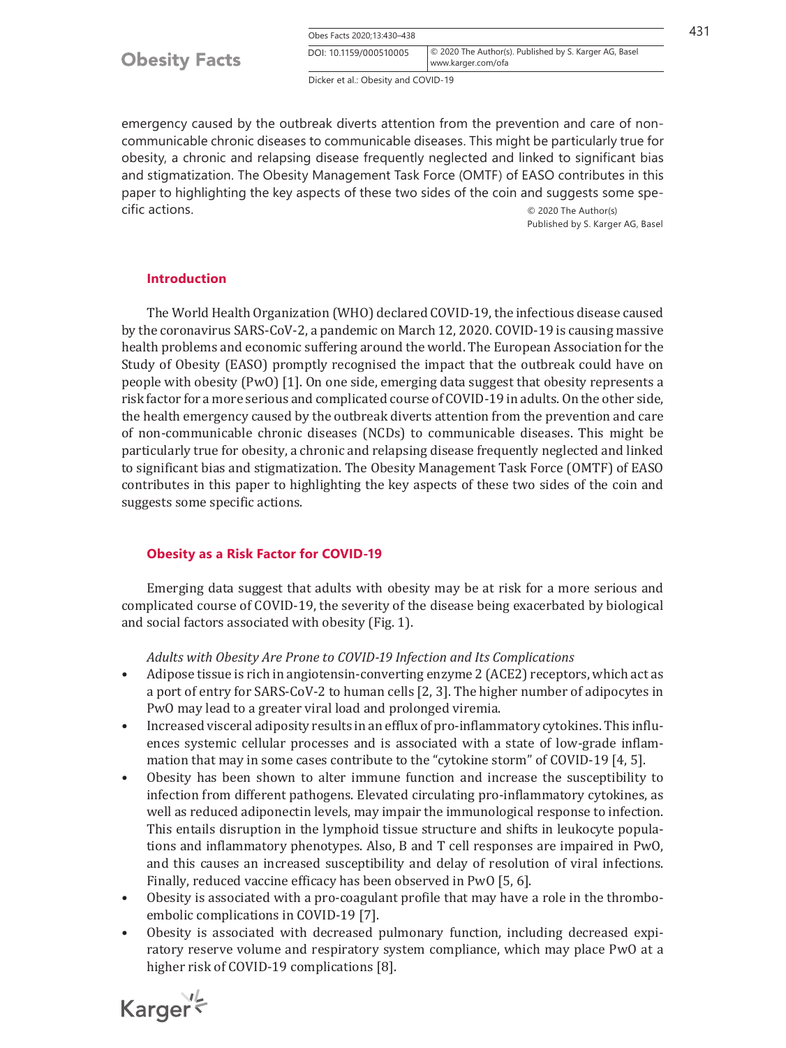emergency caused by the outbreak diverts attention from the prevention and care of non-communicable chronic diseases to communicable diseases. This might be particularly true for obesity, a chronic and relapsing disease frequently neglected and linked to significant bias and stigmatization. The Obesity Management Task Force (OMTF) of EASO contributes in this paper to highlighting the key aspects of these two sides of the coin and suggests some specific actions.

© 2020 The Author(s)
Published by S. Karger AG, Basel

## Introduction

The World Health Organization (WHO) declared COVID-19, the infectious disease caused by the coronavirus SARS-CoV-2, a pandemic on March 12, 2020. COVID-19 is causing massive health problems and economic suffering around the world. The European Association for the Study of Obesity (EASO) promptly recognised the impact that the outbreak could have on people with obesity (PwO) [1]. On one side, emerging data suggest that obesity represents a risk factor for a more serious and complicated course of COVID-19 in adults. On the other side, the health emergency caused by the outbreak diverts attention from the prevention and care of non-communicable chronic diseases (NCDs) to communicable diseases. This might be particularly true for obesity, a chronic and relapsing disease frequently neglected and linked to significant bias and stigmatization. The Obesity Management Task Force (OMTF) of EASO contributes in this paper to highlighting the key aspects of these two sides of the coin and suggests some specific actions.

## Obesity as a Risk Factor for COVID-19

Emerging data suggest that adults with obesity may be at risk for a more serious and complicated course of COVID-19, the severity of the disease being exacerbated by biological and social factors associated with obesity (Fig. 1).

*Adults with Obesity Are Prone to COVID-19 Infection and Its Complications*

- Adipose tissue is rich in angiotensin-converting enzyme 2 (ACE2) receptors, which act as a port of entry for SARS-CoV-2 to human cells [2, 3]. The higher number of adipocytes in PwO may lead to a greater viral load and prolonged viremia.
- Increased visceral adiposity results in an efflux of pro-inflammatory cytokines. This influences systemic cellular processes and is associated with a state of low-grade inflammation that may in some cases contribute to the "cytokine storm" of COVID-19 [4, 5].
- Obesity has been shown to alter immune function and increase the susceptibility to infection from different pathogens. Elevated circulating pro-inflammatory cytokines, as well as reduced adiponectin levels, may impair the immunological response to infection. This entails disruption in the lymphoid tissue structure and shifts in leukocyte populations and inflammatory phenotypes. Also, B and T cell responses are impaired in PwO, and this causes an increased susceptibility and delay of resolution of viral infections. Finally, reduced vaccine efficacy has been observed in PwO [5, 6].
- Obesity is associated with a pro-coagulant profile that may have a role in the thromboembolic complications in COVID-19 [7].
- Obesity is associated with decreased pulmonary function, including decreased expiratory reserve volume and respiratory system compliance, which may place PwO at a higher risk of COVID-19 complications [8].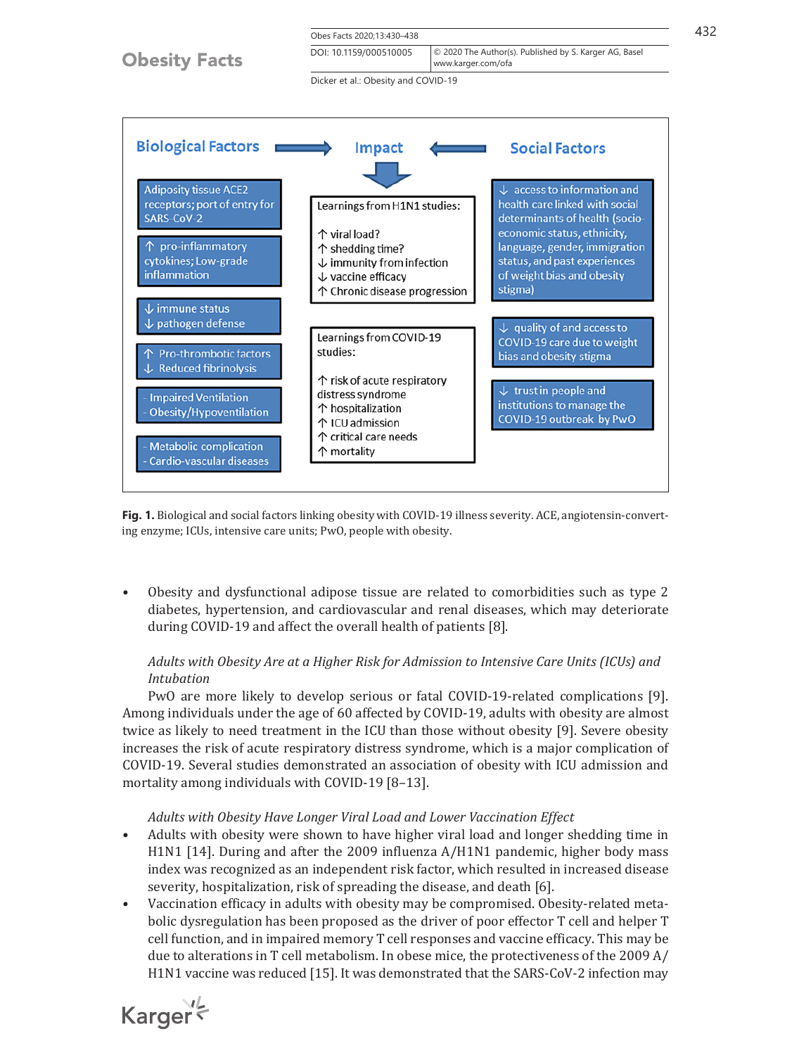Biological Factors → Impact ← Social Factors

**Biological Factors**

- Adiposity tissue ACE2 receptors; port of entry for SARS-CoV-2
- ↑ pro-inflammatory cytokines; Low-grade inflammation
- ↓ immune status
  ↓ pathogen defense
- ↑ Pro-thrombotic factors
  ↓ Reduced fibrinolysis
- - Impaired Ventilation
  - Obesity/Hypoventilation
- - Metabolic complication
  - Cardio-vascular diseases

**Impact**

Learnings from H1N1 studies:

↑ viral load?
↑ shedding time?
↓ immunity from infection
↓ vaccine efficacy
↑ Chronic disease progression

Learnings from COVID-19 studies:

↑ risk of acute respiratory distress syndrome
↑ hospitalization
↑ ICU admission
↑ critical care needs
↑ mortality

**Social Factors**

- ↓ access to information and health care linked with social determinants of health (socio-economic status, ethnicity, language, gender, immigration status, and past experiences of weight bias and obesity stigma)
- ↓ quality of and access to COVID-19 care due to weight bias and obesity stigma
- ↓ trust in people and institutions to manage the COVID-19 outbreak by PwO

**Fig. 1.** Biological and social factors linking obesity with COVID-19 illness severity. ACE, angiotensin-converting enzyme; ICUs, intensive care units; PwO, people with obesity.

- Obesity and dysfunctional adipose tissue are related to comorbidities such as type 2 diabetes, hypertension, and cardiovascular and renal diseases, which may deteriorate during COVID-19 and affect the overall health of patients [8].

*Adults with Obesity Are at a Higher Risk for Admission to Intensive Care Units (ICUs) and Intubation*

PwO are more likely to develop serious or fatal COVID-19-related complications [9]. Among individuals under the age of 60 affected by COVID-19, adults with obesity are almost twice as likely to need treatment in the ICU than those without obesity [9]. Severe obesity increases the risk of acute respiratory distress syndrome, which is a major complication of COVID-19. Several studies demonstrated an association of obesity with ICU admission and mortality among individuals with COVID-19 [8–13].

*Adults with Obesity Have Longer Viral Load and Lower Vaccination Effect*

- Adults with obesity were shown to have higher viral load and longer shedding time in H1N1 [14]. During and after the 2009 influenza A/H1N1 pandemic, higher body mass index was recognized as an independent risk factor, which resulted in increased disease severity, hospitalization, risk of spreading the disease, and death [6].
- Vaccination efficacy in adults with obesity may be compromised. Obesity-related metabolic dysregulation has been proposed as the driver of poor effector T cell and helper T cell function, and in impaired memory T cell responses and vaccine efficacy. This may be due to alterations in T cell metabolism. In obese mice, the protectiveness of the 2009 A/H1N1 vaccine was reduced [15]. It was demonstrated that the SARS-CoV-2 infection may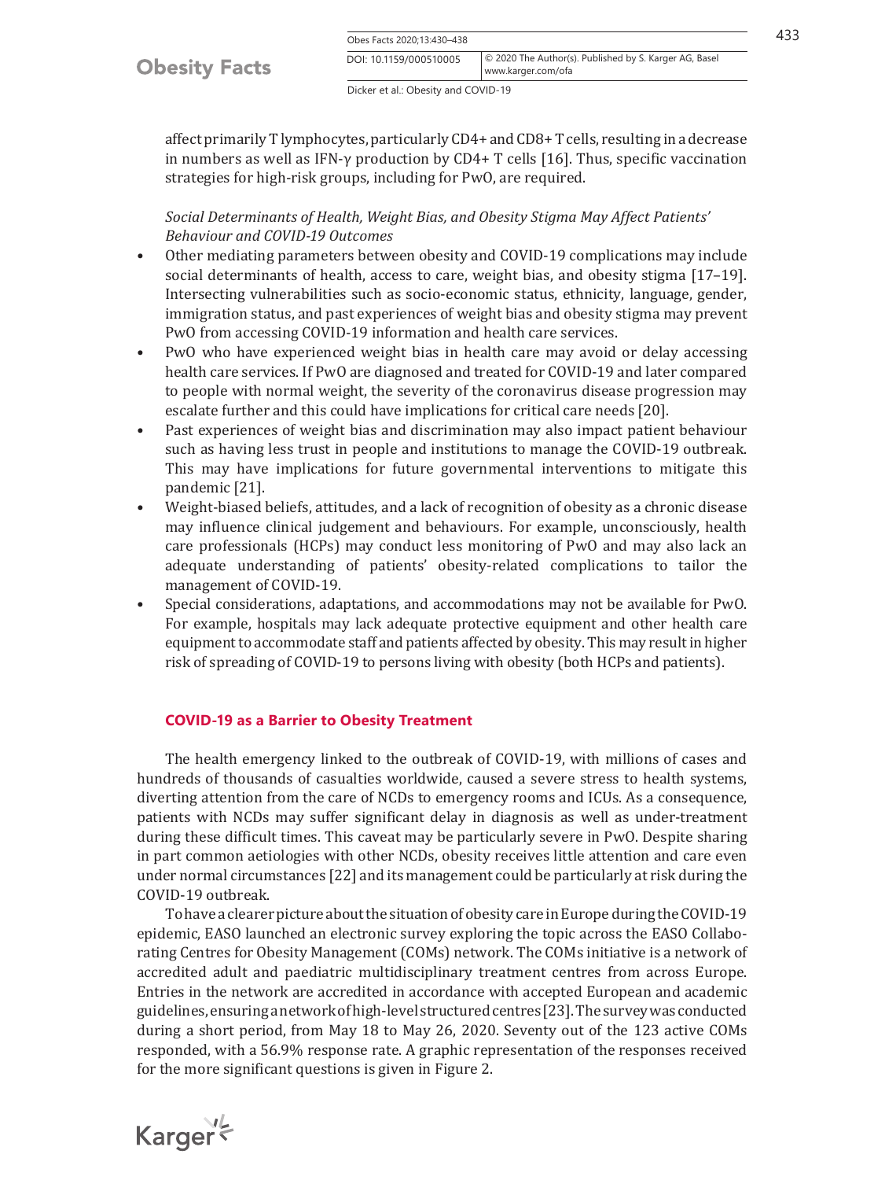affect primarily T lymphocytes, particularly CD4+ and CD8+ T cells, resulting in a decrease in numbers as well as IFN-γ production by CD4+ T cells [16]. Thus, specific vaccination strategies for high-risk groups, including for PwO, are required.

*Social Determinants of Health, Weight Bias, and Obesity Stigma May Affect Patients' Behaviour and COVID-19 Outcomes*

- Other mediating parameters between obesity and COVID-19 complications may include social determinants of health, access to care, weight bias, and obesity stigma [17–19]. Intersecting vulnerabilities such as socio-economic status, ethnicity, language, gender, immigration status, and past experiences of weight bias and obesity stigma may prevent PwO from accessing COVID-19 information and health care services.
- PwO who have experienced weight bias in health care may avoid or delay accessing health care services. If PwO are diagnosed and treated for COVID-19 and later compared to people with normal weight, the severity of the coronavirus disease progression may escalate further and this could have implications for critical care needs [20].
- Past experiences of weight bias and discrimination may also impact patient behaviour such as having less trust in people and institutions to manage the COVID-19 outbreak. This may have implications for future governmental interventions to mitigate this pandemic [21].
- Weight-biased beliefs, attitudes, and a lack of recognition of obesity as a chronic disease may influence clinical judgement and behaviours. For example, unconsciously, health care professionals (HCPs) may conduct less monitoring of PwO and may also lack an adequate understanding of patients' obesity-related complications to tailor the management of COVID-19.
- Special considerations, adaptations, and accommodations may not be available for PwO. For example, hospitals may lack adequate protective equipment and other health care equipment to accommodate staff and patients affected by obesity. This may result in higher risk of spreading of COVID-19 to persons living with obesity (both HCPs and patients).

## COVID-19 as a Barrier to Obesity Treatment

The health emergency linked to the outbreak of COVID-19, with millions of cases and hundreds of thousands of casualties worldwide, caused a severe stress to health systems, diverting attention from the care of NCDs to emergency rooms and ICUs. As a consequence, patients with NCDs may suffer significant delay in diagnosis as well as under-treatment during these difficult times. This caveat may be particularly severe in PwO. Despite sharing in part common aetiologies with other NCDs, obesity receives little attention and care even under normal circumstances [22] and its management could be particularly at risk during the COVID-19 outbreak.

To have a clearer picture about the situation of obesity care in Europe during the COVID-19 epidemic, EASO launched an electronic survey exploring the topic across the EASO Collaborating Centres for Obesity Management (COMs) network. The COMs initiative is a network of accredited adult and paediatric multidisciplinary treatment centres from across Europe. Entries in the network are accredited in accordance with accepted European and academic guidelines, ensuring a network of high-level structured centres [23]. The survey was conducted during a short period, from May 18 to May 26, 2020. Seventy out of the 123 active COMs responded, with a 56.9% response rate. A graphic representation of the responses received for the more significant questions is given in Figure 2.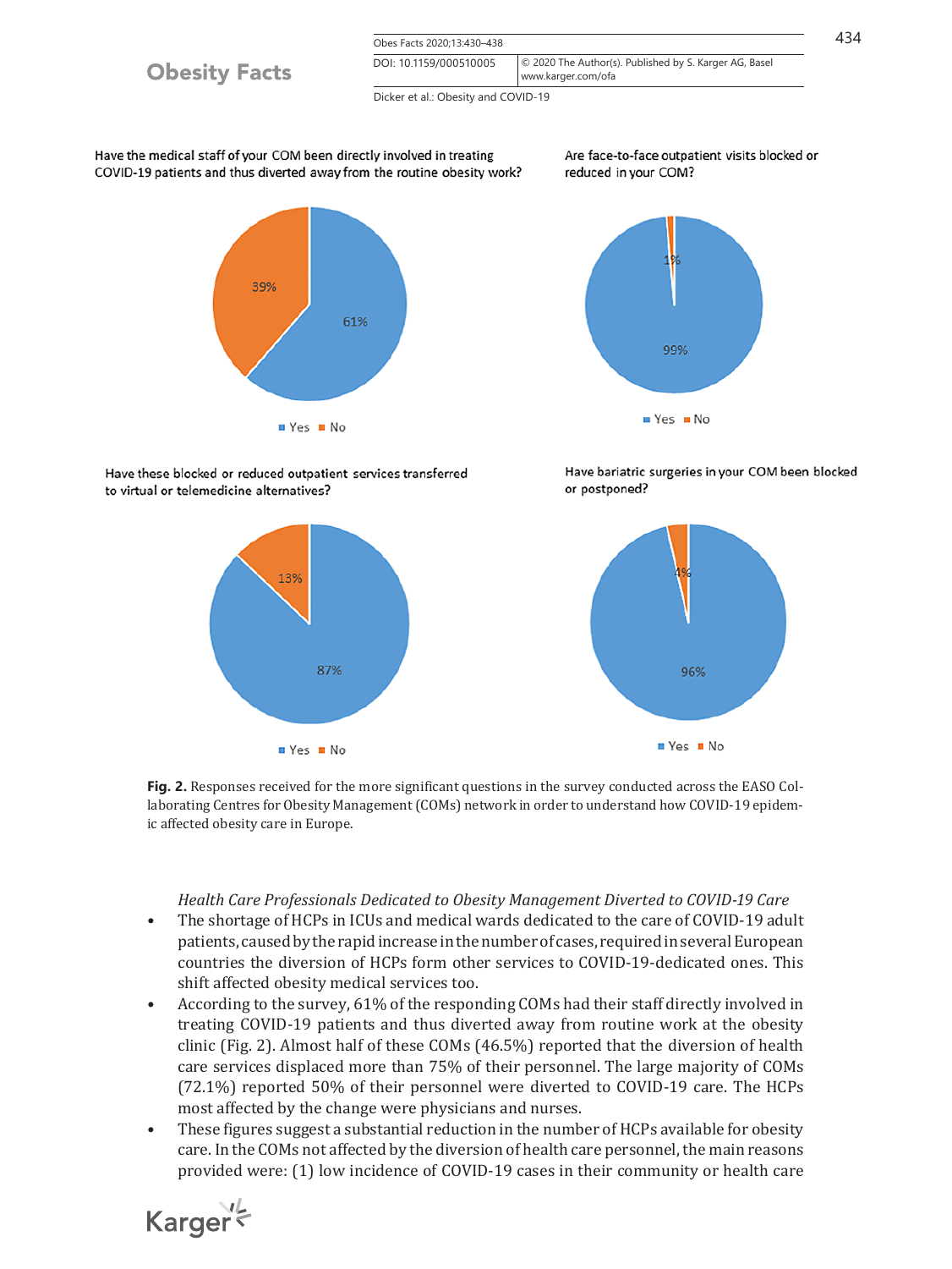Have the medical staff of your COM been directly involved in treating COVID-19 patients and thus diverted away from the routine obesity work?

- Yes: 61%
- No: 39%

Are face-to-face outpatient visits blocked or reduced in your COM?

- Yes: 99%
- No: 1%

Have these blocked or reduced outpatient services transferred to virtual or telemedicine alternatives?

- Yes: 87%
- No: 13%

Have bariatric surgeries in your COM been blocked or postponed?

- Yes: 96%
- No: 4%

**Fig. 2.** Responses received for the more significant questions in the survey conducted across the EASO Collaborating Centres for Obesity Management (COMs) network in order to understand how COVID-19 epidemic affected obesity care in Europe.

*Health Care Professionals Dedicated to Obesity Management Diverted to COVID-19 Care*

- The shortage of HCPs in ICUs and medical wards dedicated to the care of COVID-19 adult patients, caused by the rapid increase in the number of cases, required in several European countries the diversion of HCPs form other services to COVID-19-dedicated ones. This shift affected obesity medical services too.
- According to the survey, 61% of the responding COMs had their staff directly involved in treating COVID-19 patients and thus diverted away from routine work at the obesity clinic (Fig. 2). Almost half of these COMs (46.5%) reported that the diversion of health care services displaced more than 75% of their personnel. The large majority of COMs (72.1%) reported 50% of their personnel were diverted to COVID-19 care. The HCPs most affected by the change were physicians and nurses.
- These figures suggest a substantial reduction in the number of HCPs available for obesity care. In the COMs not affected by the diversion of health care personnel, the main reasons provided were: (1) low incidence of COVID-19 cases in their community or health care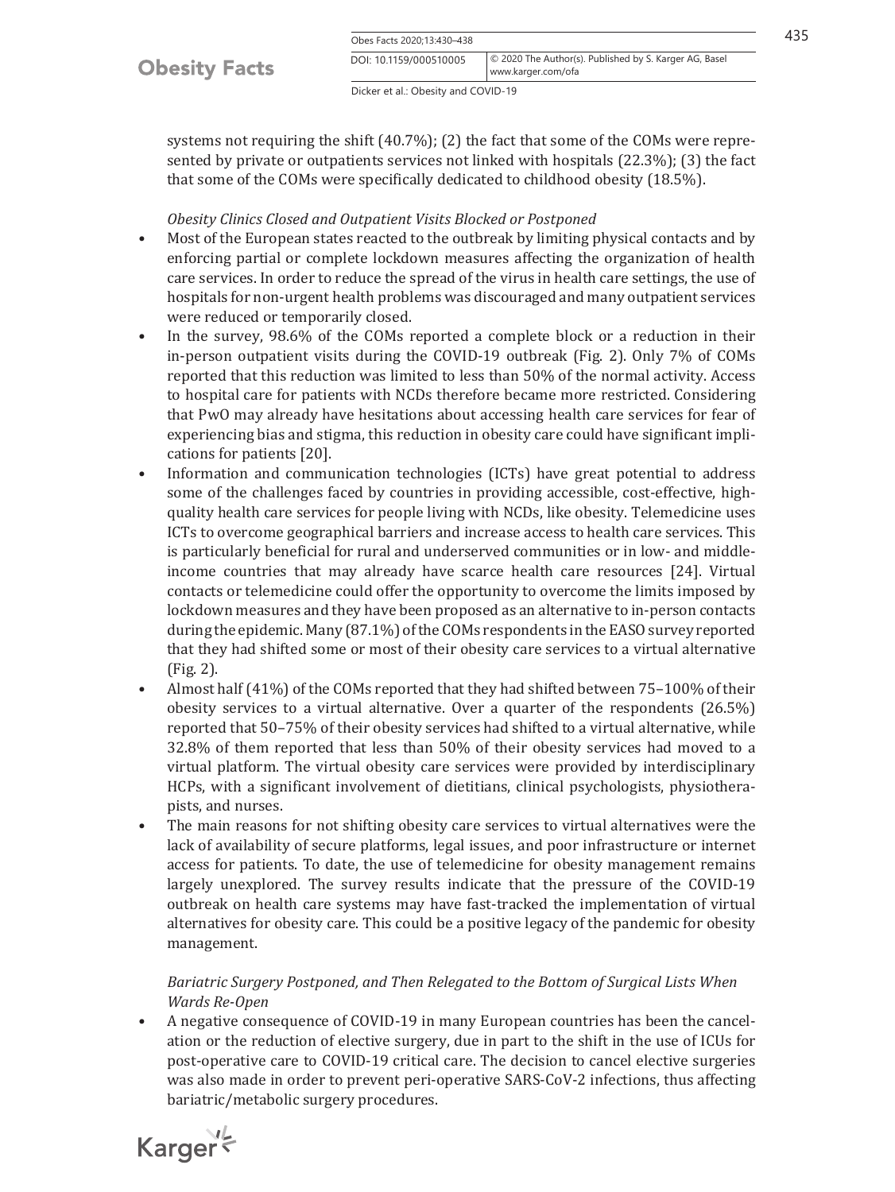systems not requiring the shift (40.7%); (2) the fact that some of the COMs were represented by private or outpatients services not linked with hospitals (22.3%); (3) the fact that some of the COMs were specifically dedicated to childhood obesity (18.5%).

*Obesity Clinics Closed and Outpatient Visits Blocked or Postponed*

- Most of the European states reacted to the outbreak by limiting physical contacts and by enforcing partial or complete lockdown measures affecting the organization of health care services. In order to reduce the spread of the virus in health care settings, the use of hospitals for non-urgent health problems was discouraged and many outpatient services were reduced or temporarily closed.
- In the survey, 98.6% of the COMs reported a complete block or a reduction in their in-person outpatient visits during the COVID-19 outbreak (Fig. 2). Only 7% of COMs reported that this reduction was limited to less than 50% of the normal activity. Access to hospital care for patients with NCDs therefore became more restricted. Considering that PwO may already have hesitations about accessing health care services for fear of experiencing bias and stigma, this reduction in obesity care could have significant implications for patients [20].
- Information and communication technologies (ICTs) have great potential to address some of the challenges faced by countries in providing accessible, cost-effective, high-quality health care services for people living with NCDs, like obesity. Telemedicine uses ICTs to overcome geographical barriers and increase access to health care services. This is particularly beneficial for rural and underserved communities or in low- and middle-income countries that may already have scarce health care resources [24]. Virtual contacts or telemedicine could offer the opportunity to overcome the limits imposed by lockdown measures and they have been proposed as an alternative to in-person contacts during the epidemic. Many (87.1%) of the COMs respondents in the EASO survey reported that they had shifted some or most of their obesity care services to a virtual alternative (Fig. 2).
- Almost half (41%) of the COMs reported that they had shifted between 75–100% of their obesity services to a virtual alternative. Over a quarter of the respondents (26.5%) reported that 50–75% of their obesity services had shifted to a virtual alternative, while 32.8% of them reported that less than 50% of their obesity services had moved to a virtual platform. The virtual obesity care services were provided by interdisciplinary HCPs, with a significant involvement of dietitians, clinical psychologists, physiotherapists, and nurses.
- The main reasons for not shifting obesity care services to virtual alternatives were the lack of availability of secure platforms, legal issues, and poor infrastructure or internet access for patients. To date, the use of telemedicine for obesity management remains largely unexplored. The survey results indicate that the pressure of the COVID-19 outbreak on health care systems may have fast-tracked the implementation of virtual alternatives for obesity care. This could be a positive legacy of the pandemic for obesity management.

*Bariatric Surgery Postponed, and Then Relegated to the Bottom of Surgical Lists When Wards Re-Open*

- A negative consequence of COVID-19 in many European countries has been the cancelation or the reduction of elective surgery, due in part to the shift in the use of ICUs for post-operative care to COVID-19 critical care. The decision to cancel elective surgeries was also made in order to prevent peri-operative SARS-CoV-2 infections, thus affecting bariatric/metabolic surgery procedures.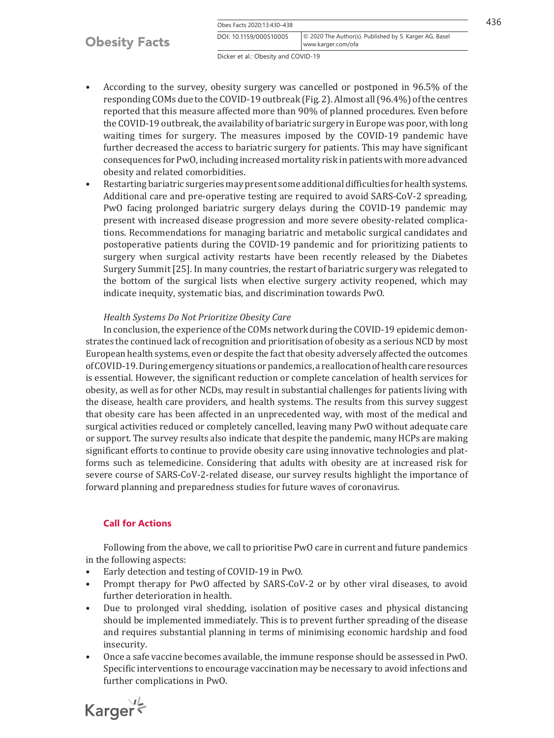- According to the survey, obesity surgery was cancelled or postponed in 96.5% of the responding COMs due to the COVID-19 outbreak (Fig. 2). Almost all (96.4%) of the centres reported that this measure affected more than 90% of planned procedures. Even before the COVID-19 outbreak, the availability of bariatric surgery in Europe was poor, with long waiting times for surgery. The measures imposed by the COVID-19 pandemic have further decreased the access to bariatric surgery for patients. This may have significant consequences for PwO, including increased mortality risk in patients with more advanced obesity and related comorbidities.
- Restarting bariatric surgeries may present some additional difficulties for health systems. Additional care and pre-operative testing are required to avoid SARS-CoV-2 spreading. PwO facing prolonged bariatric surgery delays during the COVID-19 pandemic may present with increased disease progression and more severe obesity-related complications. Recommendations for managing bariatric and metabolic surgical candidates and postoperative patients during the COVID-19 pandemic and for prioritizing patients to surgery when surgical activity restarts have been recently released by the Diabetes Surgery Summit [25]. In many countries, the restart of bariatric surgery was relegated to the bottom of the surgical lists when elective surgery activity reopened, which may indicate inequity, systematic bias, and discrimination towards PwO.

*Health Systems Do Not Prioritize Obesity Care*

In conclusion, the experience of the COMs network during the COVID-19 epidemic demonstrates the continued lack of recognition and prioritisation of obesity as a serious NCD by most European health systems, even or despite the fact that obesity adversely affected the outcomes of COVID-19. During emergency situations or pandemics, a reallocation of health care resources is essential. However, the significant reduction or complete cancelation of health services for obesity, as well as for other NCDs, may result in substantial challenges for patients living with the disease, health care providers, and health systems. The results from this survey suggest that obesity care has been affected in an unprecedented way, with most of the medical and surgical activities reduced or completely cancelled, leaving many PwO without adequate care or support. The survey results also indicate that despite the pandemic, many HCPs are making significant efforts to continue to provide obesity care using innovative technologies and platforms such as telemedicine. Considering that adults with obesity are at increased risk for severe course of SARS-CoV-2-related disease, our survey results highlight the importance of forward planning and preparedness studies for future waves of coronavirus.

## Call for Actions

Following from the above, we call to prioritise PwO care in current and future pandemics in the following aspects:

- Early detection and testing of COVID-19 in PwO.
- Prompt therapy for PwO affected by SARS-CoV-2 or by other viral diseases, to avoid further deterioration in health.
- Due to prolonged viral shedding, isolation of positive cases and physical distancing should be implemented immediately. This is to prevent further spreading of the disease and requires substantial planning in terms of minimising economic hardship and food insecurity.
- Once a safe vaccine becomes available, the immune response should be assessed in PwO. Specific interventions to encourage vaccination may be necessary to avoid infections and further complications in PwO.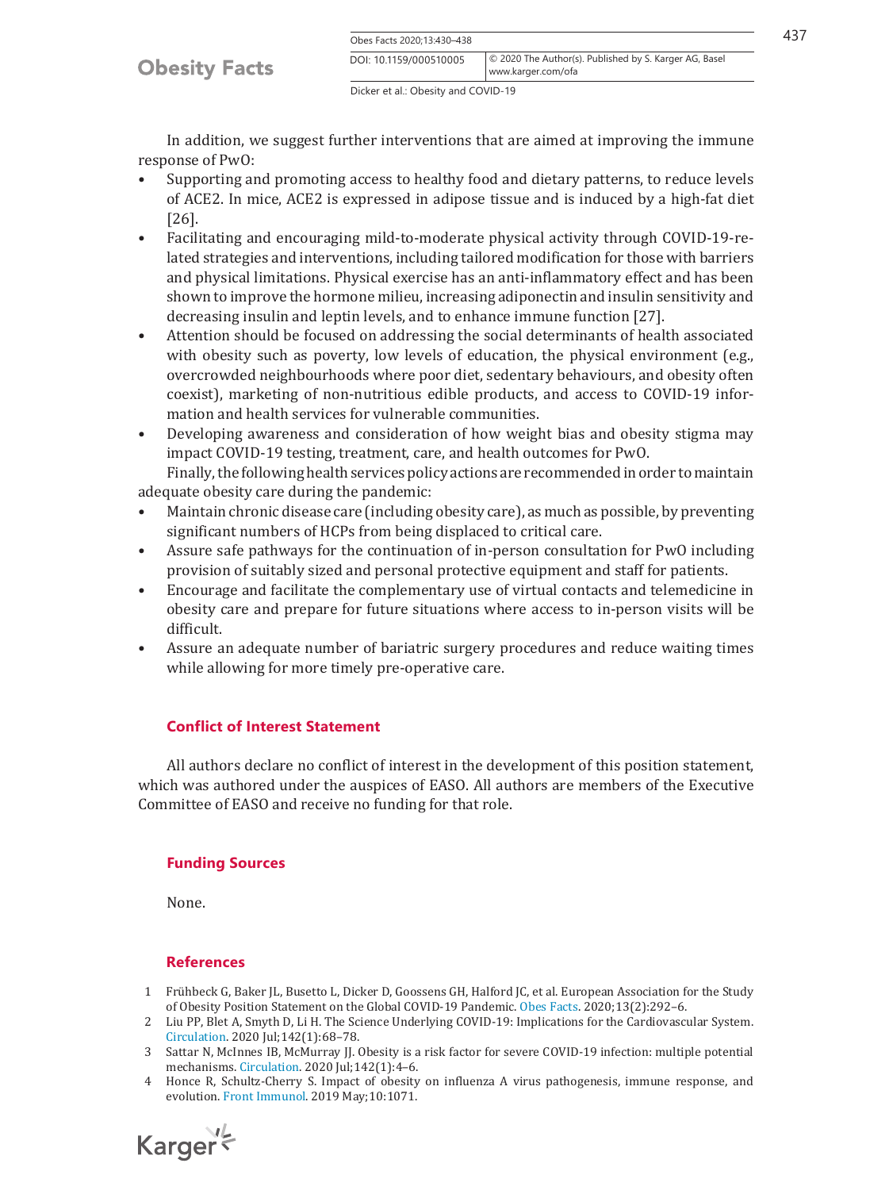In addition, we suggest further interventions that are aimed at improving the immune response of PwO:

- Supporting and promoting access to healthy food and dietary patterns, to reduce levels of ACE2. In mice, ACE2 is expressed in adipose tissue and is induced by a high-fat diet [26].
- Facilitating and encouraging mild-to-moderate physical activity through COVID-19-related strategies and interventions, including tailored modification for those with barriers and physical limitations. Physical exercise has an anti-inflammatory effect and has been shown to improve the hormone milieu, increasing adiponectin and insulin sensitivity and decreasing insulin and leptin levels, and to enhance immune function [27].
- Attention should be focused on addressing the social determinants of health associated with obesity such as poverty, low levels of education, the physical environment (e.g., overcrowded neighbourhoods where poor diet, sedentary behaviours, and obesity often coexist), marketing of non-nutritious edible products, and access to COVID-19 information and health services for vulnerable communities.
- Developing awareness and consideration of how weight bias and obesity stigma may impact COVID-19 testing, treatment, care, and health outcomes for PwO.

Finally, the following health services policy actions are recommended in order to maintain adequate obesity care during the pandemic:

- Maintain chronic disease care (including obesity care), as much as possible, by preventing significant numbers of HCPs from being displaced to critical care.
- Assure safe pathways for the continuation of in-person consultation for PwO including provision of suitably sized and personal protective equipment and staff for patients.
- Encourage and facilitate the complementary use of virtual contacts and telemedicine in obesity care and prepare for future situations where access to in-person visits will be difficult.
- Assure an adequate number of bariatric surgery procedures and reduce waiting times while allowing for more timely pre-operative care.

## Conflict of Interest Statement

All authors declare no conflict of interest in the development of this position statement, which was authored under the auspices of EASO. All authors are members of the Executive Committee of EASO and receive no funding for that role.

## Funding Sources

None.

## References

1. Frühbeck G, Baker JL, Busetto L, Dicker D, Goossens GH, Halford JC, et al. European Association for the Study of Obesity Position Statement on the Global COVID-19 Pandemic. Obes Facts. 2020;13(2):292–6.
2. Liu PP, Blet A, Smyth D, Li H. The Science Underlying COVID-19: Implications for the Cardiovascular System. Circulation. 2020 Jul;142(1):68–78.
3. Sattar N, McInnes IB, McMurray JJ. Obesity is a risk factor for severe COVID-19 infection: multiple potential mechanisms. Circulation. 2020 Jul;142(1):4–6.
4. Honce R, Schultz-Cherry S. Impact of obesity on influenza A virus pathogenesis, immune response, and evolution. Front Immunol. 2019 May;10:1071.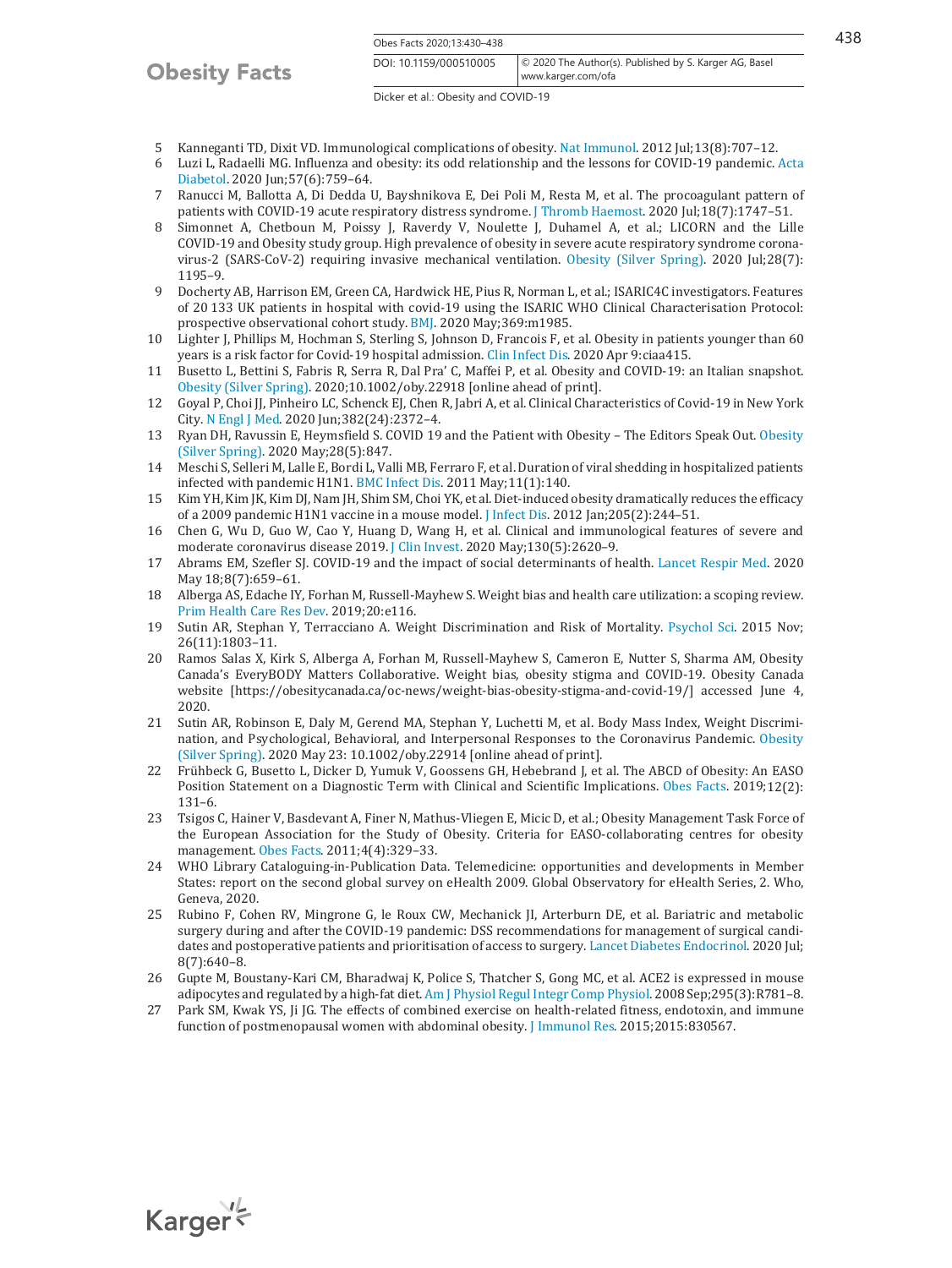5 Kanneganti TD, Dixit VD. Immunological complications of obesity. Nat Immunol. 2012 Jul;13(8):707–12.
6 Luzi L, Radaelli MG. Influenza and obesity: its odd relationship and the lessons for COVID-19 pandemic. Acta Diabetol. 2020 Jun;57(6):759–64.
7 Ranucci M, Ballotta A, Di Dedda U, Bayshnikova E, Dei Poli M, Resta M, et al. The procoagulant pattern of patients with COVID-19 acute respiratory distress syndrome. J Thromb Haemost. 2020 Jul;18(7):1747–51.
8 Simonnet A, Chetboun M, Poissy J, Raverdy V, Noulette J, Duhamel A, et al.; LICORN and the Lille COVID-19 and Obesity study group. High prevalence of obesity in severe acute respiratory syndrome coronavirus-2 (SARS-CoV-2) requiring invasive mechanical ventilation. Obesity (Silver Spring). 2020 Jul;28(7): 1195–9.
9 Docherty AB, Harrison EM, Green CA, Hardwick HE, Pius R, Norman L, et al.; ISARIC4C investigators. Features of 20 133 UK patients in hospital with covid-19 using the ISARIC WHO Clinical Characterisation Protocol: prospective observational cohort study. BMJ. 2020 May;369:m1985.
10 Lighter J, Phillips M, Hochman S, Sterling S, Johnson D, Francois F, et al. Obesity in patients younger than 60 years is a risk factor for Covid-19 hospital admission. Clin Infect Dis. 2020 Apr 9:ciaa415.
11 Busetto L, Bettini S, Fabris R, Serra R, Dal Pra' C, Maffei P, et al. Obesity and COVID-19: an Italian snapshot. Obesity (Silver Spring). 2020;10.1002/oby.22918 [online ahead of print].
12 Goyal P, Choi JJ, Pinheiro LC, Schenck EJ, Chen R, Jabri A, et al. Clinical Characteristics of Covid-19 in New York City. N Engl J Med. 2020 Jun;382(24):2372–4.
13 Ryan DH, Ravussin E, Heymsfield S. COVID 19 and the Patient with Obesity – The Editors Speak Out. Obesity (Silver Spring). 2020 May;28(5):847.
14 Meschi S, Selleri M, Lalle E, Bordi L, Valli MB, Ferraro F, et al. Duration of viral shedding in hospitalized patients infected with pandemic H1N1. BMC Infect Dis. 2011 May;11(1):140.
15 Kim YH, Kim JK, Kim DJ, Nam JH, Shim SM, Choi YK, et al. Diet-induced obesity dramatically reduces the efficacy of a 2009 pandemic H1N1 vaccine in a mouse model. J Infect Dis. 2012 Jan;205(2):244–51.
16 Chen G, Wu D, Guo W, Cao Y, Huang D, Wang H, et al. Clinical and immunological features of severe and moderate coronavirus disease 2019. J Clin Invest. 2020 May;130(5):2620–9.
17 Abrams EM, Szefler SJ. COVID-19 and the impact of social determinants of health. Lancet Respir Med. 2020 May 18;8(7):659–61.
18 Alberga AS, Edache IY, Forhan M, Russell-Mayhew S. Weight bias and health care utilization: a scoping review. Prim Health Care Res Dev. 2019;20:e116.
19 Sutin AR, Stephan Y, Terracciano A. Weight Discrimination and Risk of Mortality. Psychol Sci. 2015 Nov; 26(11):1803–11.
20 Ramos Salas X, Kirk S, Alberga A, Forhan M, Russell-Mayhew S, Cameron E, Nutter S, Sharma AM, Obesity Canada's EveryBODY Matters Collaborative. Weight bias, obesity stigma and COVID-19. Obesity Canada website [https://obesitycanada.ca/oc-news/weight-bias-obesity-stigma-and-covid-19/] accessed June 4, 2020.
21 Sutin AR, Robinson E, Daly M, Gerend MA, Stephan Y, Luchetti M, et al. Body Mass Index, Weight Discrimination, and Psychological, Behavioral, and Interpersonal Responses to the Coronavirus Pandemic. Obesity (Silver Spring). 2020 May 23: 10.1002/oby.22914 [online ahead of print].
22 Frühbeck G, Busetto L, Dicker D, Yumuk V, Goossens GH, Hebebrand J, et al. The ABCD of Obesity: An EASO Position Statement on a Diagnostic Term with Clinical and Scientific Implications. Obes Facts. 2019;12(2): 131–6.
23 Tsigos C, Hainer V, Basdevant A, Finer N, Mathus-Vliegen E, Micic D, et al.; Obesity Management Task Force of the European Association for the Study of Obesity. Criteria for EASO-collaborating centres for obesity management. Obes Facts. 2011;4(4):329–33.
24 WHO Library Cataloguing-in-Publication Data. Telemedicine: opportunities and developments in Member States: report on the second global survey on eHealth 2009. Global Observatory for eHealth Series, 2. Who, Geneva, 2020.
25 Rubino F, Cohen RV, Mingrone G, le Roux CW, Mechanick JI, Arterburn DE, et al. Bariatric and metabolic surgery during and after the COVID-19 pandemic: DSS recommendations for management of surgical candidates and postoperative patients and prioritisation of access to surgery. Lancet Diabetes Endocrinol. 2020 Jul; 8(7):640–8.
26 Gupte M, Boustany-Kari CM, Bharadwaj K, Police S, Thatcher S, Gong MC, et al. ACE2 is expressed in mouse adipocytes and regulated by a high-fat diet. Am J Physiol Regul Integr Comp Physiol. 2008 Sep;295(3):R781–8.
27 Park SM, Kwak YS, Ji JG. The effects of combined exercise on health-related fitness, endotoxin, and immune function of postmenopausal women with abdominal obesity. J Immunol Res. 2015;2015:830567.